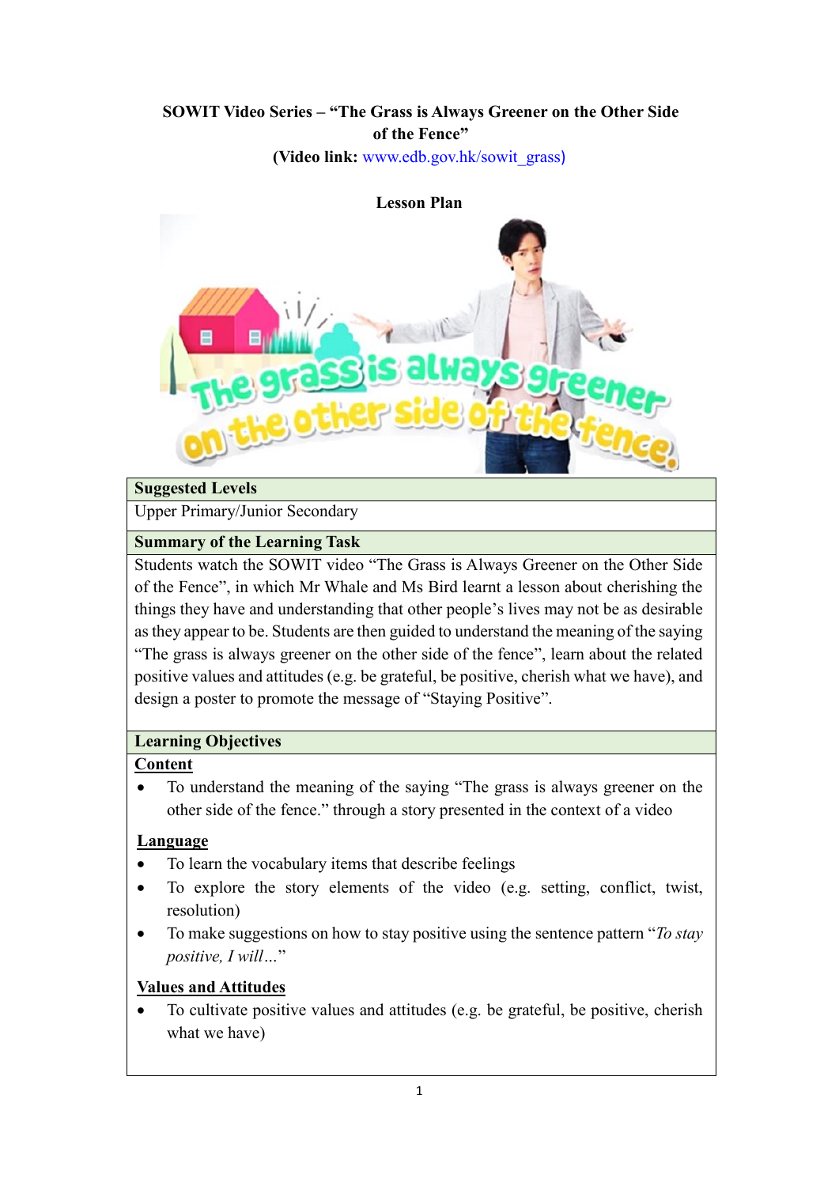# SOWIT Video Series – "The Grass is Always Greener on the Other Side of the Fence"

**(Video link:** www.edb.gov.hk/sowit_grass**)**

## Lesson Plan

### Suggested Levels

Upper Primary/Junior Secondary

### Summary of the Learning Task

Students watch the SOWIT video "The Grass is Always Greener on the Other Side of the Fence", in which Mr Whale and Ms Bird learnt a lesson about cherishing the things they have and understanding that other people's lives may not be as desirable as they appear to be. Students are then guided to understand the meaning of the saying "The grass is always greener on the other side of the fence", learn about the related positive values and attitudes (e.g. be grateful, be positive, cherish what we have), and design a poster to promote the message of "Staying Positive".

### Learning Objectives

**Content**

- To understand the meaning of the saying "The grass is always greener on the other side of the fence." through a story presented in the context of a video

**Language**

- To learn the vocabulary items that describe feelings
- To explore the story elements of the video (e.g. setting, conflict, twist, resolution)
- To make suggestions on how to stay positive using the sentence pattern "*To stay positive, I will…*"

**Values and Attitudes**

- To cultivate positive values and attitudes (e.g. be grateful, be positive, cherish what we have)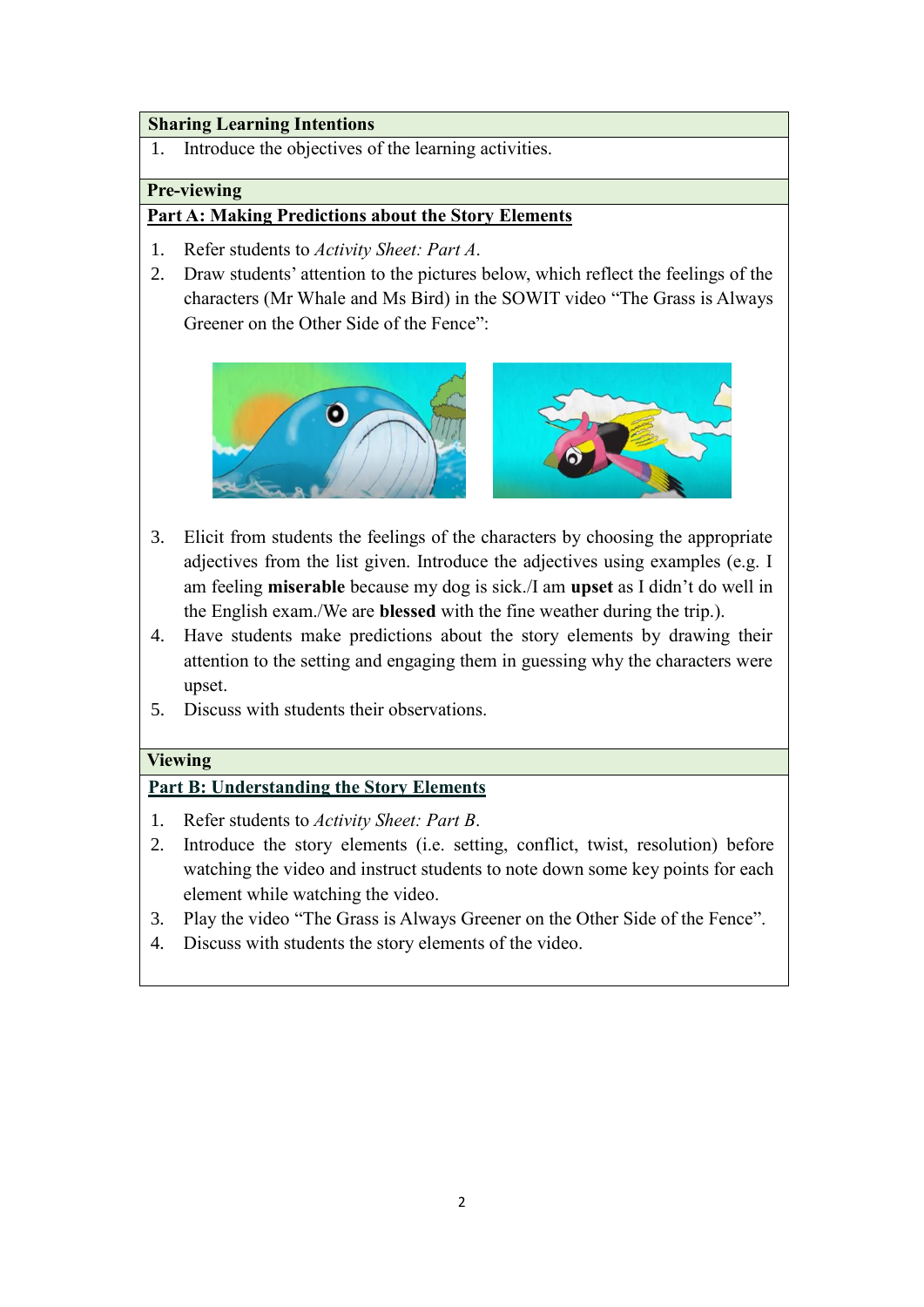## Sharing Learning Intentions

1. Introduce the objectives of the learning activities.

## Pre-viewing

### Part A: Making Predictions about the Story Elements

1. Refer students to *Activity Sheet: Part A*.
2. Draw students' attention to the pictures below, which reflect the feelings of the characters (Mr Whale and Ms Bird) in the SOWIT video "The Grass is Always Greener on the Other Side of the Fence":
3. Elicit from students the feelings of the characters by choosing the appropriate adjectives from the list given. Introduce the adjectives using examples (e.g. I am feeling **miserable** because my dog is sick./I am **upset** as I didn't do well in the English exam./We are **blessed** with the fine weather during the trip.).
4. Have students make predictions about the story elements by drawing their attention to the setting and engaging them in guessing why the characters were upset.
5. Discuss with students their observations.

## Viewing

### Part B: Understanding the Story Elements

1. Refer students to *Activity Sheet: Part B*.
2. Introduce the story elements (i.e. setting, conflict, twist, resolution) before watching the video and instruct students to note down some key points for each element while watching the video.
3. Play the video "The Grass is Always Greener on the Other Side of the Fence".
4. Discuss with students the story elements of the video.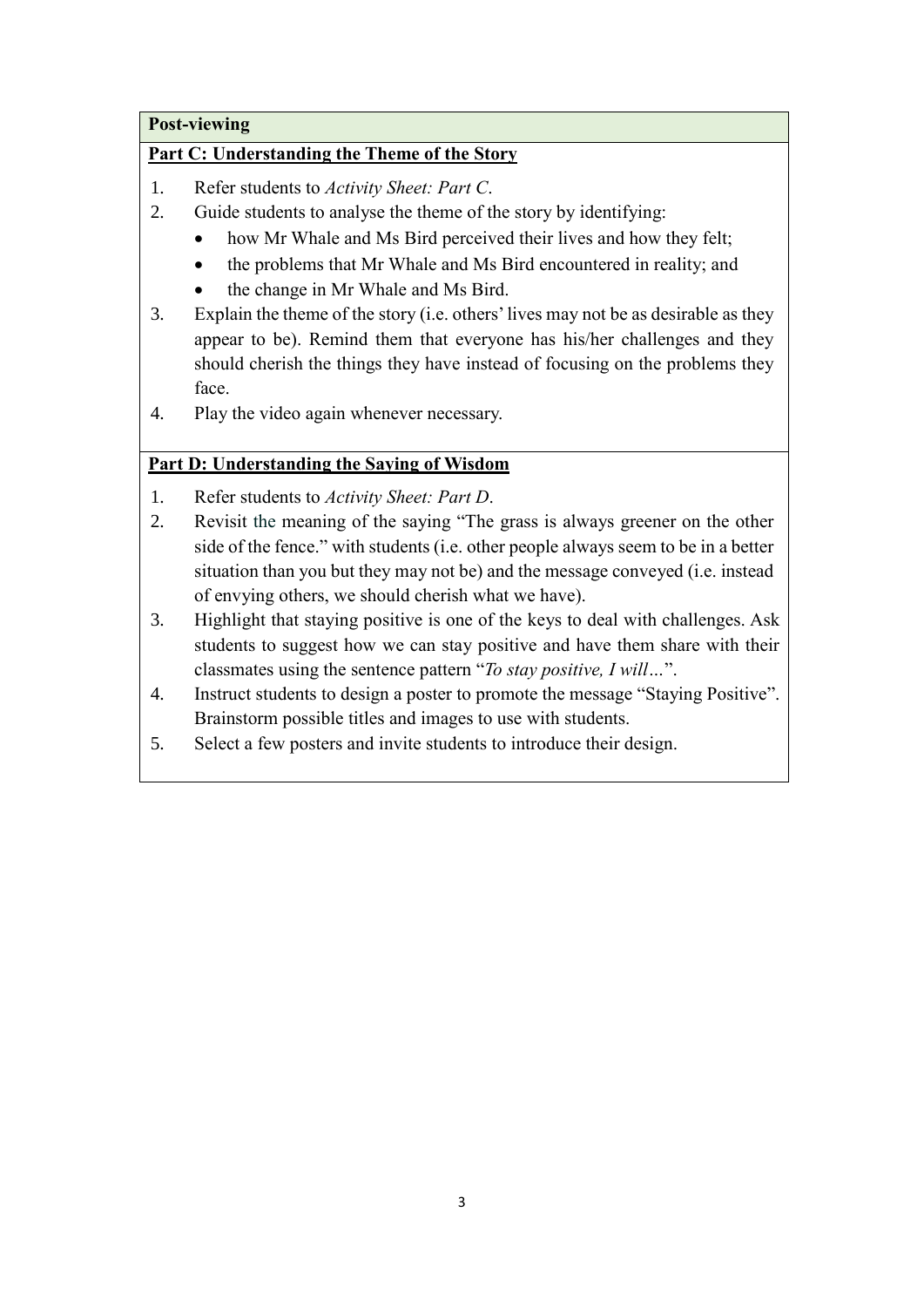**Post-viewing**

**Part C: Understanding the Theme of the Story**

1. Refer students to *Activity Sheet: Part C*.
2. Guide students to analyse the theme of the story by identifying:
   - how Mr Whale and Ms Bird perceived their lives and how they felt;
   - the problems that Mr Whale and Ms Bird encountered in reality; and
   - the change in Mr Whale and Ms Bird.
3. Explain the theme of the story (i.e. others' lives may not be as desirable as they appear to be). Remind them that everyone has his/her challenges and they should cherish the things they have instead of focusing on the problems they face.
4. Play the video again whenever necessary.

**Part D: Understanding the Saying of Wisdom**

1. Refer students to *Activity Sheet: Part D*.
2. Revisit the meaning of the saying "The grass is always greener on the other side of the fence." with students (i.e. other people always seem to be in a better situation than you but they may not be) and the message conveyed (i.e. instead of envying others, we should cherish what we have).
3. Highlight that staying positive is one of the keys to deal with challenges. Ask students to suggest how we can stay positive and have them share with their classmates using the sentence pattern "*To stay positive, I will…*".
4. Instruct students to design a poster to promote the message "Staying Positive". Brainstorm possible titles and images to use with students.
5. Select a few posters and invite students to introduce their design.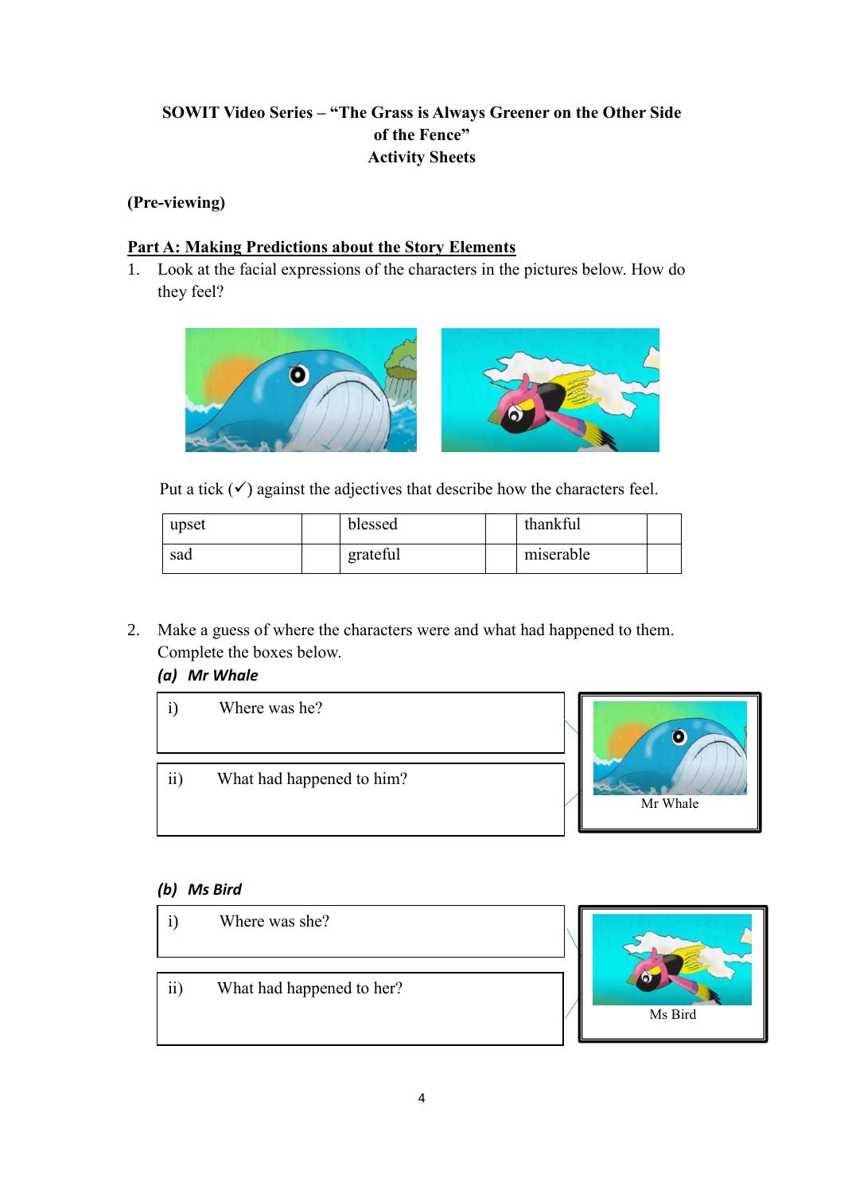**SOWIT Video Series – "The Grass is Always Greener on the Other Side of the Fence"**
**Activity Sheets**

**(Pre-viewing)**

**Part A: Making Predictions about the Story Elements**

1. Look at the facial expressions of the characters in the pictures below. How do they feel?

Put a tick (✓) against the adjectives that describe how the characters feel.

| upset | | blessed | | thankful | |
|---|---|---|---|---|---|
| sad | | grateful | | miserable | |

2. Make a guess of where the characters were and what had happened to them. Complete the boxes below.

***(a) Mr Whale***

i) Where was he?

ii) What had happened to him?

Mr Whale

***(b) Ms Bird***

i) Where was she?

ii) What had happened to her?

Ms Bird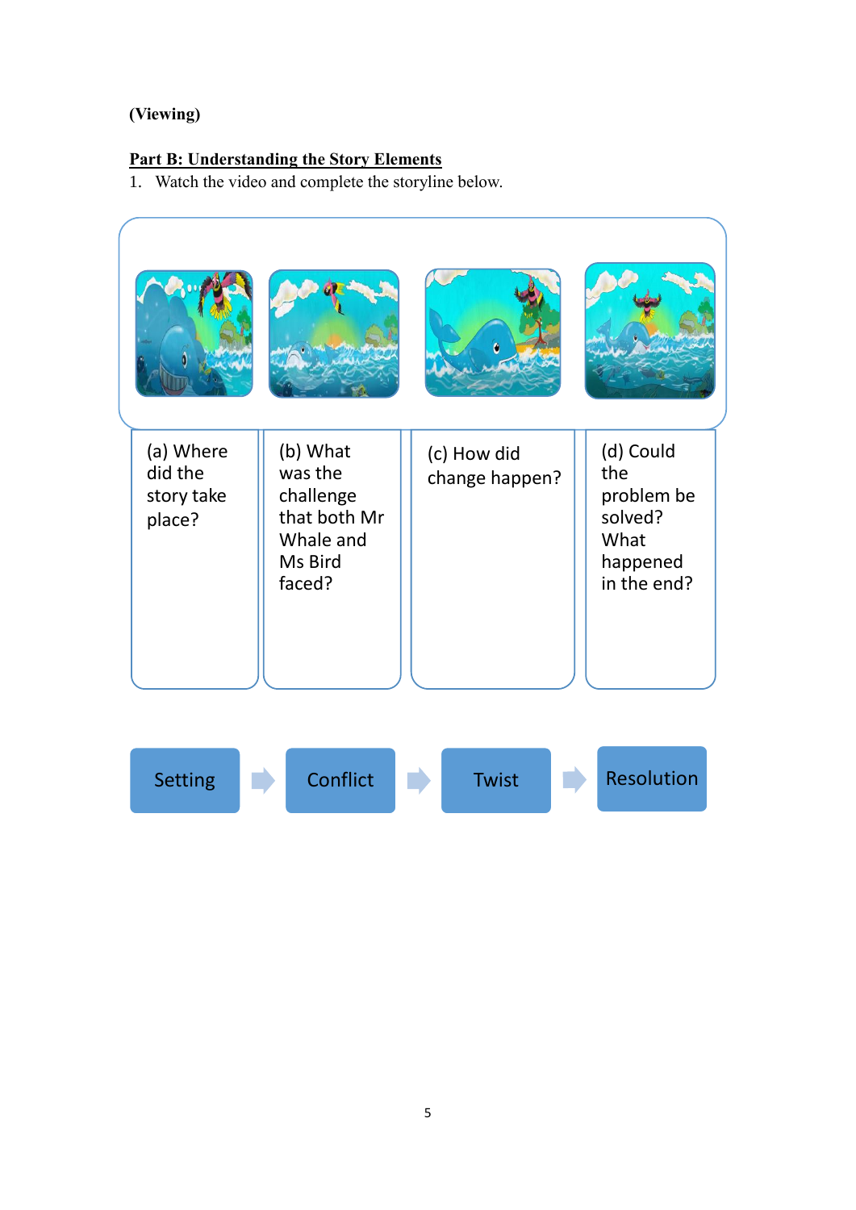(Viewing)

**Part B: Understanding the Story Elements**

1. Watch the video and complete the storyline below.

| (a) Where did the story take place? | (b) What was the challenge that both Mr Whale and Ms Bird faced? | (c) How did change happen? | (d) Could the problem be solved? What happened in the end? |
| --- | --- | --- | --- |
| | | | |

Setting → Conflict → Twist → Resolution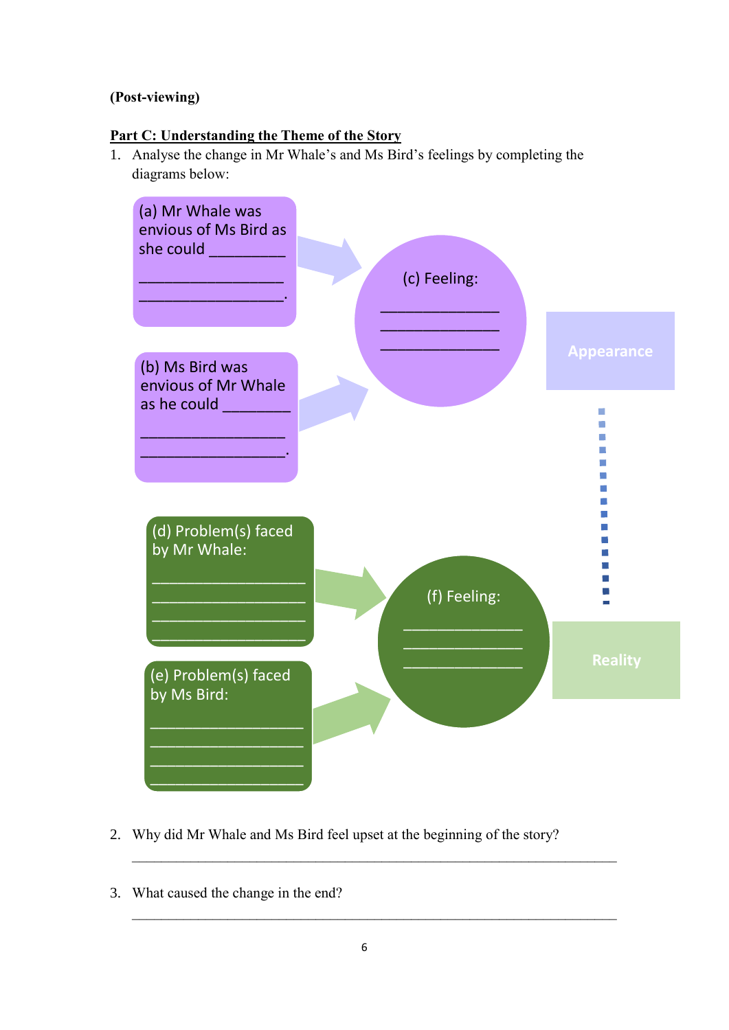(Post-viewing)

**Part C: Understanding the Theme of the Story**

1. Analyse the change in Mr Whale's and Ms Bird's feelings by completing the diagrams below:

(a) Mr Whale was envious of Ms Bird as she could ____________________________________________.

(b) Ms Bird was envious of Mr Whale as he could ____________________________________________.

(c) Feeling: ______________________________________________

Appearance

(d) Problem(s) faced by Mr Whale: ____________________________________________________________

(e) Problem(s) faced by Ms Bird: ____________________________________________________________

(f) Feeling: ______________________________________________

Reality

2. Why did Mr Whale and Ms Bird feel upset at the beginning of the story?

_______________________________________________________________________

3. What caused the change in the end?

_______________________________________________________________________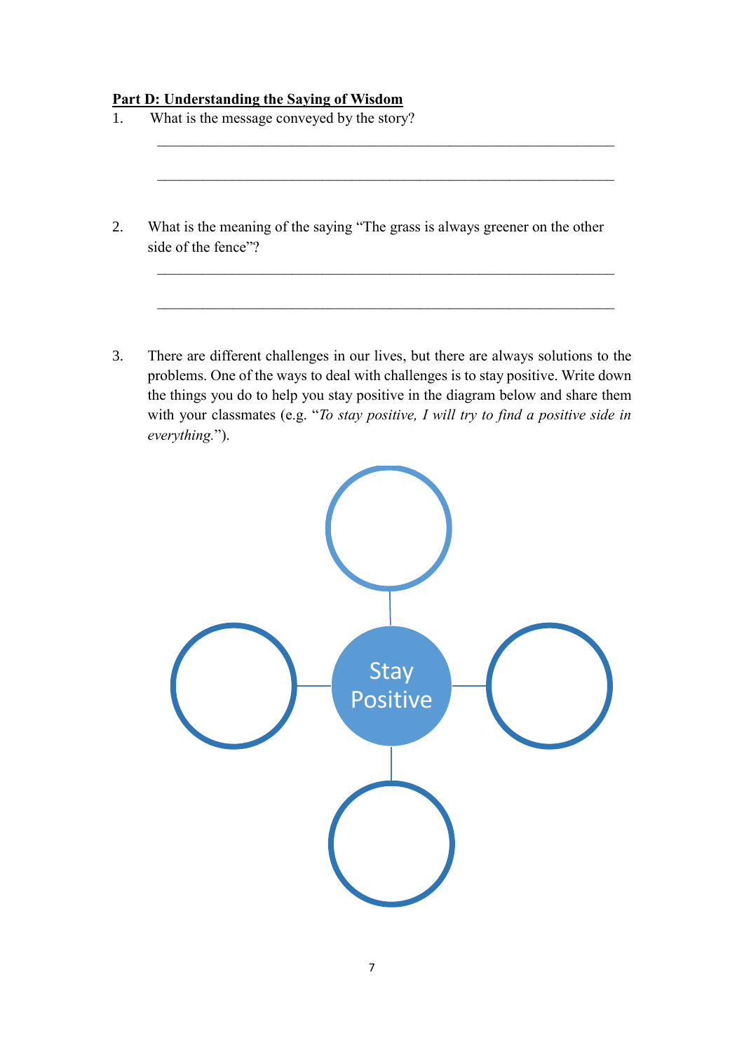**<u>Part D: Understanding the Saying of Wisdom</u>**

1. What is the message conveyed by the story?

   \_\_\_\_\_\_\_\_\_\_\_\_\_\_\_\_\_\_\_\_\_\_\_\_\_\_\_\_\_\_\_\_\_\_\_\_\_\_\_\_\_\_\_\_\_\_\_\_\_\_\_\_\_\_\_\_\_\_\_\_\_\_

   \_\_\_\_\_\_\_\_\_\_\_\_\_\_\_\_\_\_\_\_\_\_\_\_\_\_\_\_\_\_\_\_\_\_\_\_\_\_\_\_\_\_\_\_\_\_\_\_\_\_\_\_\_\_\_\_\_\_\_\_\_\_

2. What is the meaning of the saying "The grass is always greener on the other side of the fence"?

   \_\_\_\_\_\_\_\_\_\_\_\_\_\_\_\_\_\_\_\_\_\_\_\_\_\_\_\_\_\_\_\_\_\_\_\_\_\_\_\_\_\_\_\_\_\_\_\_\_\_\_\_\_\_\_\_\_\_\_\_\_\_

   \_\_\_\_\_\_\_\_\_\_\_\_\_\_\_\_\_\_\_\_\_\_\_\_\_\_\_\_\_\_\_\_\_\_\_\_\_\_\_\_\_\_\_\_\_\_\_\_\_\_\_\_\_\_\_\_\_\_\_\_\_\_

3. There are different challenges in our lives, but there are always solutions to the problems. One of the ways to deal with challenges is to stay positive. Write down the things you do to help you stay positive in the diagram below and share them with your classmates (e.g. "*To stay positive, I will try to find a positive side in everything.*").

Stay Positive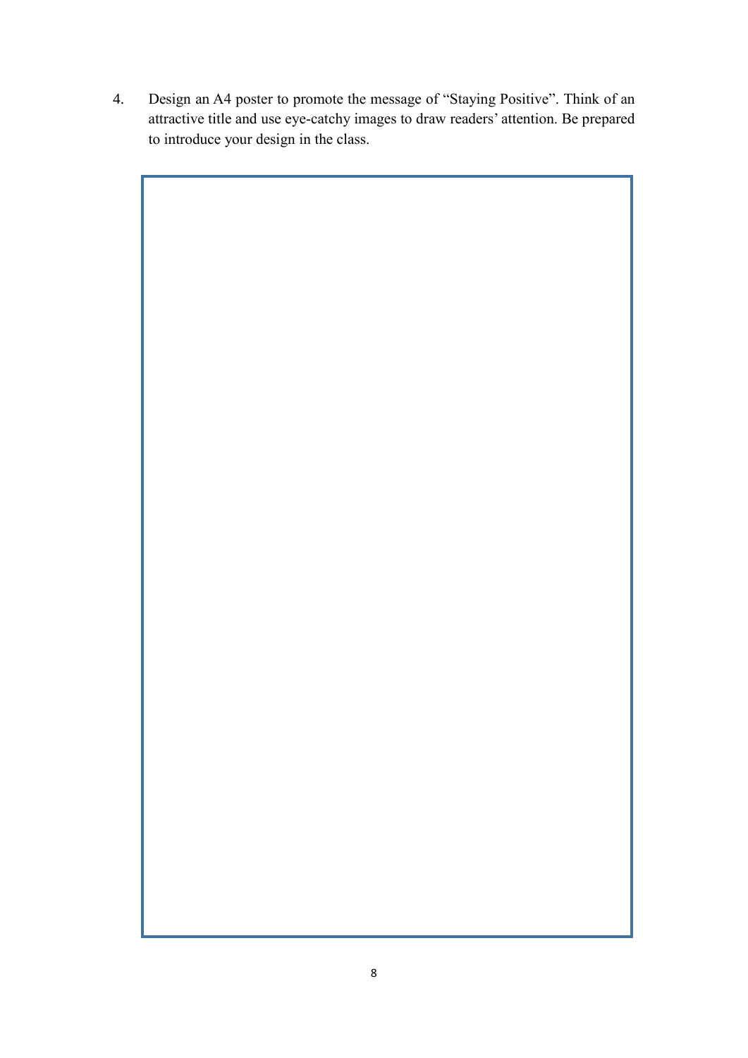4. Design an A4 poster to promote the message of "Staying Positive". Think of an attractive title and use eye-catchy images to draw readers' attention. Be prepared to introduce your design in the class.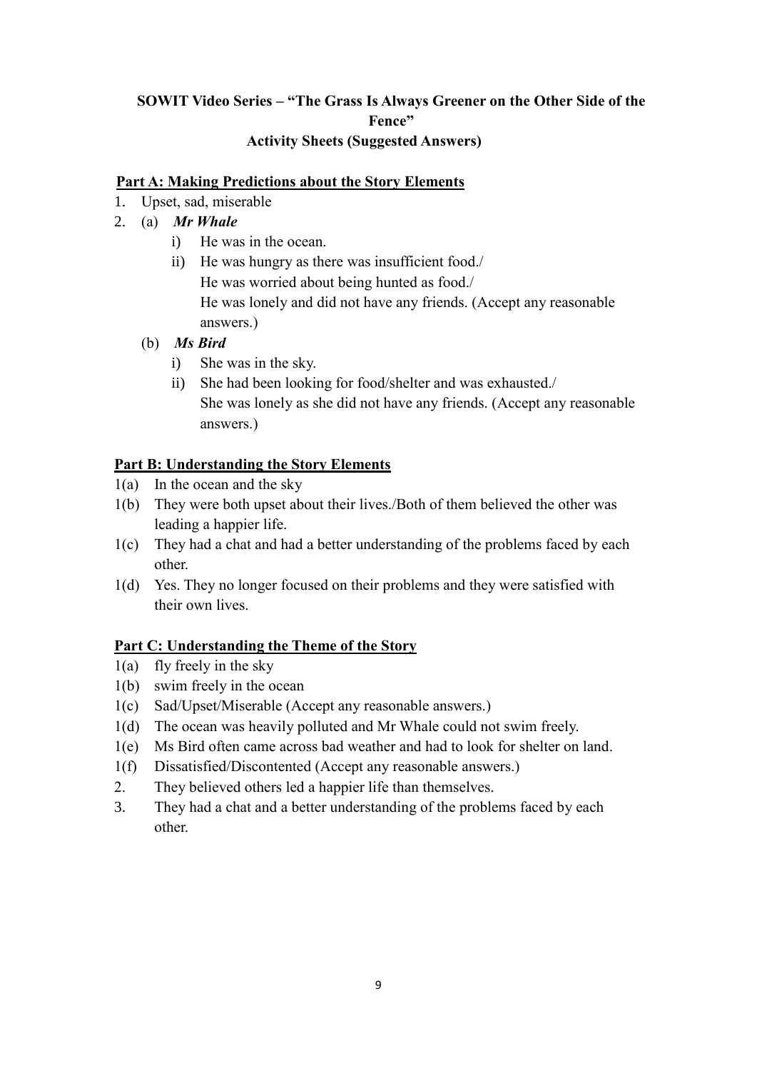**SOWIT Video Series – "The Grass Is Always Greener on the Other Side of the Fence"**
**Activity Sheets (Suggested Answers)**

**Part A: Making Predictions about the Story Elements**

1. Upset, sad, miserable
2. (a) ***Mr Whale***
   - i) He was in the ocean.
   - ii) He was hungry as there was insufficient food./
     He was worried about being hunted as food./
     He was lonely and did not have any friends. (Accept any reasonable answers.)

   (b) ***Ms Bird***
   - i) She was in the sky.
   - ii) She had been looking for food/shelter and was exhausted./
     She was lonely as she did not have any friends. (Accept any reasonable answers.)

**Part B: Understanding the Story Elements**

1(a) In the ocean and the sky

1(b) They were both upset about their lives./Both of them believed the other was leading a happier life.

1(c) They had a chat and had a better understanding of the problems faced by each other.

1(d) Yes. They no longer focused on their problems and they were satisfied with their own lives.

**Part C: Understanding the Theme of the Story**

1(a) fly freely in the sky

1(b) swim freely in the ocean

1(c) Sad/Upset/Miserable (Accept any reasonable answers.)

1(d) The ocean was heavily polluted and Mr Whale could not swim freely.

1(e) Ms Bird often came across bad weather and had to look for shelter on land.

1(f) Dissatisfied/Discontented (Accept any reasonable answers.)

2. They believed others led a happier life than themselves.

3. They had a chat and a better understanding of the problems faced by each other.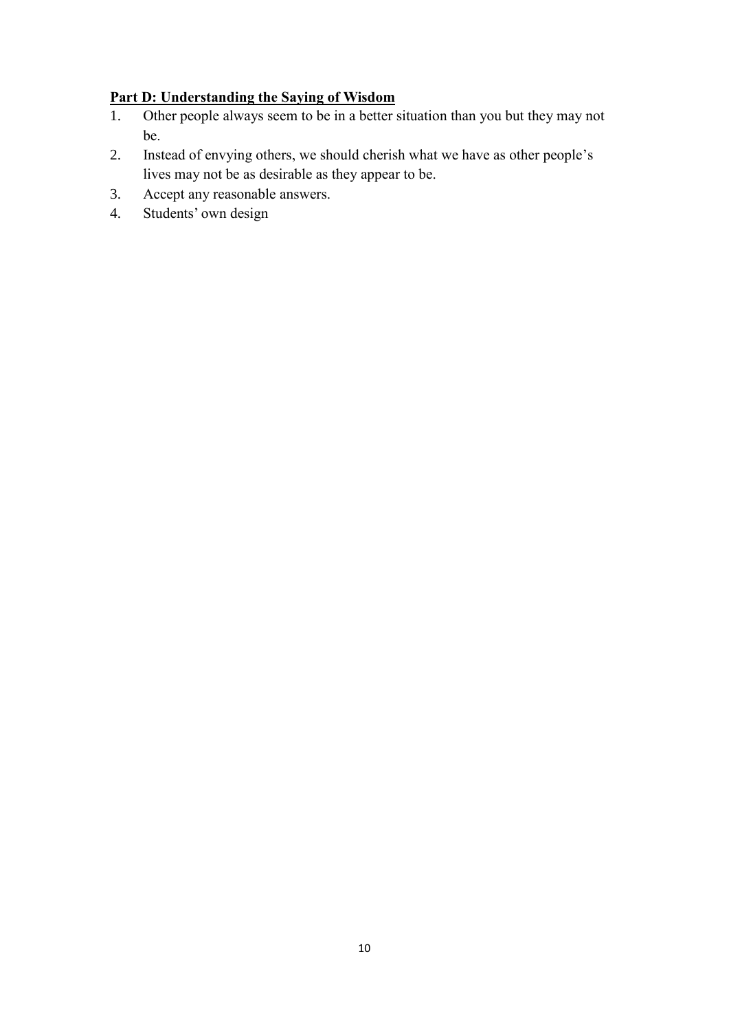**Part D: Understanding the Saying of Wisdom**

1. Other people always seem to be in a better situation than you but they may not be.
2. Instead of envying others, we should cherish what we have as other people's lives may not be as desirable as they appear to be.
3. Accept any reasonable answers.
4. Students' own design